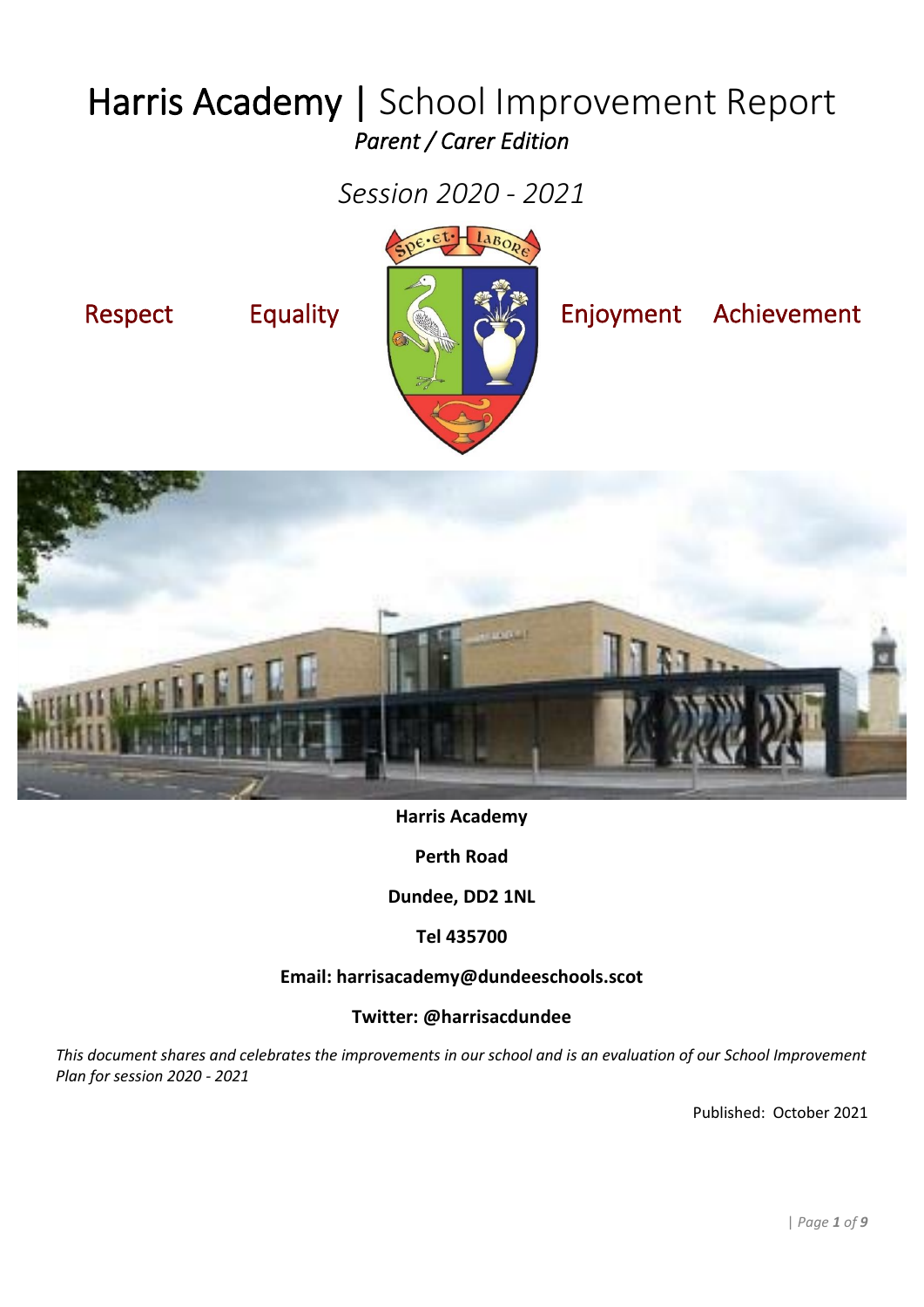# Harris Academy | School Improvement Report

*Parent / Carer Edition*

*Session 2020 - 2021*

Respect Equality Enjoyment Achievement

**Harris Academy**

**Perth Road**

**Dundee, DD2 1NL**

**Tel 435700**

**Email: harrisacademy@dundeeschools.scot**

**Twitter: @harrisacdundee**

*This document shares and celebrates the improvements in our school and is an evaluation of our School Improvement Plan for session 2020 - 2021*

Published: October 2021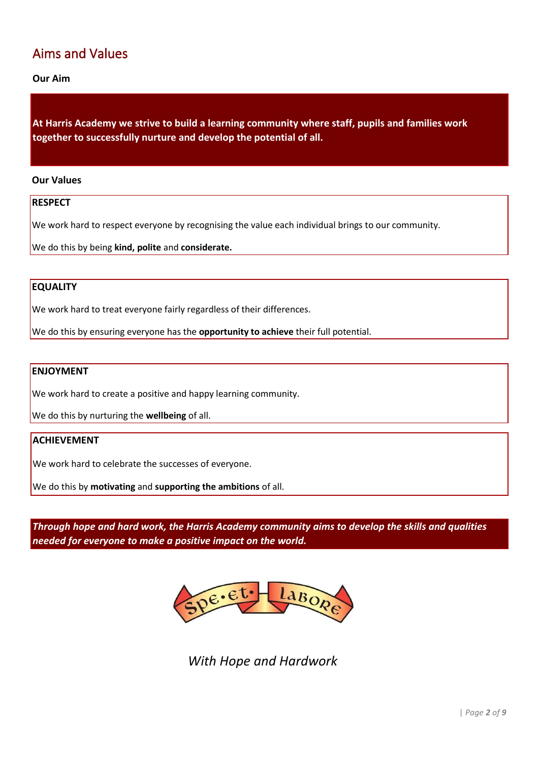## Aims and Values

**Our Aim**

**At Harris Academy we strive to build a learning community where staff, pupils and families work together to successfully nurture and develop the potential of all.**

**Our Values**

**RESPECT**

We work hard to respect everyone by recognising the value each individual brings to our community.

We do this by being **kind, polite** and **considerate.**

**EQUALITY**

We work hard to treat everyone fairly regardless of their differences.

We do this by ensuring everyone has the **opportunity to achieve** their full potential.

**ENJOYMENT**

We work hard to create a positive and happy learning community.

We do this by nurturing the **wellbeing** of all.

**ACHIEVEMENT**

We work hard to celebrate the successes of everyone.

We do this by **motivating** and **supporting the ambitions** of all.

***Through hope and hard work, the Harris Academy community aims to develop the skills and qualities needed for everyone to make a positive impact on the world.***

Spe • et • Labore

*With Hope and Hardwork*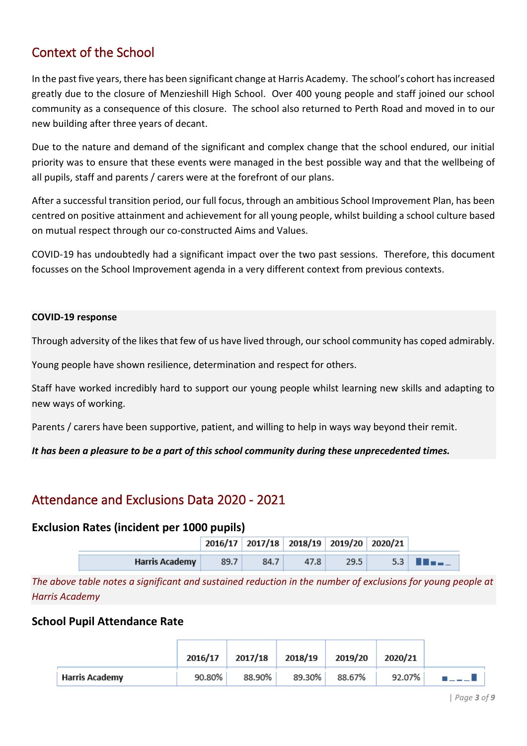## Context of the School

In the past five years, there has been significant change at Harris Academy. The school's cohort has increased greatly due to the closure of Menzieshill High School. Over 400 young people and staff joined our school community as a consequence of this closure. The school also returned to Perth Road and moved in to our new building after three years of decant.

Due to the nature and demand of the significant and complex change that the school endured, our initial priority was to ensure that these events were managed in the best possible way and that the wellbeing of all pupils, staff and parents / carers were at the forefront of our plans.

After a successful transition period, our full focus, through an ambitious School Improvement Plan, has been centred on positive attainment and achievement for all young people, whilst building a school culture based on mutual respect through our co-constructed Aims and Values.

COVID-19 has undoubtedly had a significant impact over the two past sessions. Therefore, this document focusses on the School Improvement agenda in a very different context from previous contexts.

**COVID-19 response**

Through adversity of the likes that few of us have lived through, our school community has coped admirably.

Young people have shown resilience, determination and respect for others.

Staff have worked incredibly hard to support our young people whilst learning new skills and adapting to new ways of working.

Parents / carers have been supportive, patient, and willing to help in ways way beyond their remit.

***It has been a pleasure to be a part of this school community during these unprecedented times.***

## Attendance and Exclusions Data 2020 - 2021

### Exclusion Rates (incident per 1000 pupils)

| | 2016/17 | 2017/18 | 2018/19 | 2019/20 | 2020/21 |
|---|---|---|---|---|---|
| Harris Academy | 89.7 | 84.7 | 47.8 | 29.5 | 5.3 |

*The above table notes a significant and sustained reduction in the number of exclusions for young people at Harris Academy*

### School Pupil Attendance Rate

| | 2016/17 | 2017/18 | 2018/19 | 2019/20 | 2020/21 |
|---|---|---|---|---|---|
| Harris Academy | 90.80% | 88.90% | 89.30% | 88.67% | 92.07% |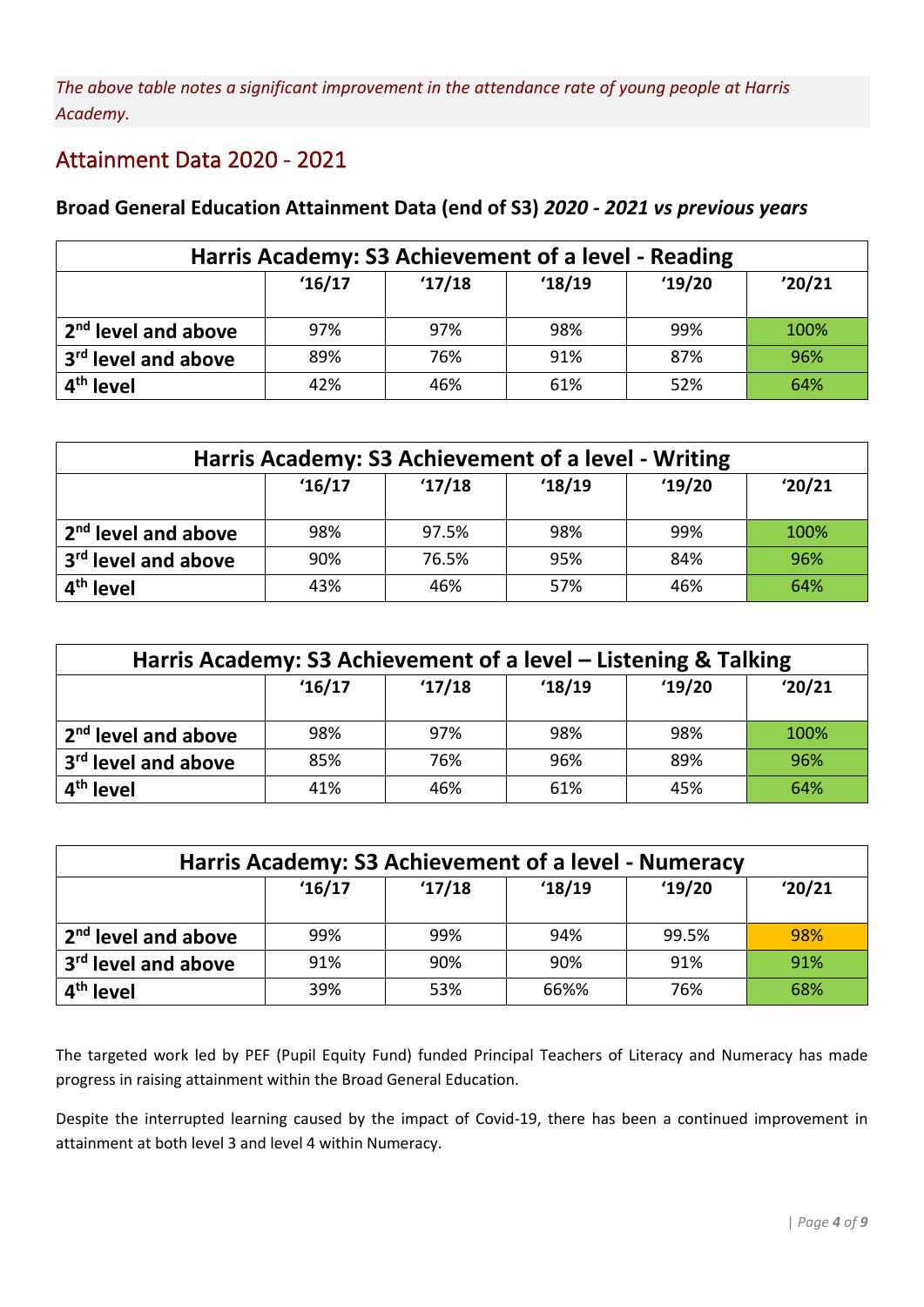*The above table notes a significant improvement in the attendance rate of young people at Harris Academy.*

## Attainment Data 2020 - 2021

### Broad General Education Attainment Data (end of S3) *2020 - 2021 vs previous years*

| Harris Academy: S3 Achievement of a level - Reading | | | | | |
|---|---|---|---|---|---|
| | '16/17 | '17/18 | '18/19 | '19/20 | '20/21 |
| 2nd level and above | 97% | 97% | 98% | 99% | 100% |
| 3rd level and above | 89% | 76% | 91% | 87% | 96% |
| 4th level | 42% | 46% | 61% | 52% | 64% |

| Harris Academy: S3 Achievement of a level - Writing | | | | | |
|---|---|---|---|---|---|
| | '16/17 | '17/18 | '18/19 | '19/20 | '20/21 |
| 2nd level and above | 98% | 97.5% | 98% | 99% | 100% |
| 3rd level and above | 90% | 76.5% | 95% | 84% | 96% |
| 4th level | 43% | 46% | 57% | 46% | 64% |

| Harris Academy: S3 Achievement of a level – Listening & Talking | | | | | |
|---|---|---|---|---|---|
| | '16/17 | '17/18 | '18/19 | '19/20 | '20/21 |
| 2nd level and above | 98% | 97% | 98% | 98% | 100% |
| 3rd level and above | 85% | 76% | 96% | 89% | 96% |
| 4th level | 41% | 46% | 61% | 45% | 64% |

| Harris Academy: S3 Achievement of a level - Numeracy | | | | | |
|---|---|---|---|---|---|
| | '16/17 | '17/18 | '18/19 | '19/20 | '20/21 |
| 2nd level and above | 99% | 99% | 94% | 99.5% | 98% |
| 3rd level and above | 91% | 90% | 90% | 91% | 91% |
| 4th level | 39% | 53% | 66%% | 76% | 68% |

The targeted work led by PEF (Pupil Equity Fund) funded Principal Teachers of Literacy and Numeracy has made progress in raising attainment within the Broad General Education.

Despite the interrupted learning caused by the impact of Covid-19, there has been a continued improvement in attainment at both level 3 and level 4 within Numeracy.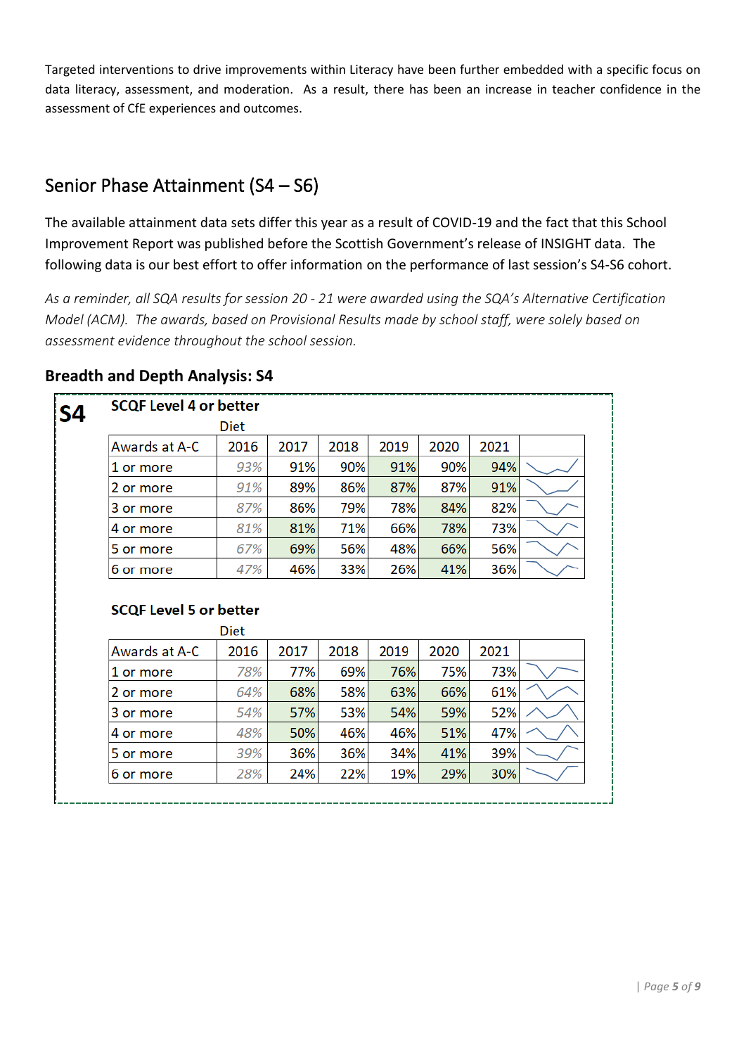Targeted interventions to drive improvements within Literacy have been further embedded with a specific focus on data literacy, assessment, and moderation. As a result, there has been an increase in teacher confidence in the assessment of CfE experiences and outcomes.

## Senior Phase Attainment (S4 – S6)

The available attainment data sets differ this year as a result of COVID-19 and the fact that this School Improvement Report was published before the Scottish Government's release of INSIGHT data. The following data is our best effort to offer information on the performance of last session's S4-S6 cohort.

*As a reminder, all SQA results for session 20 - 21 were awarded using the SQA's Alternative Certification Model (ACM). The awards, based on Provisional Results made by school staff, were solely based on assessment evidence throughout the school session.*

### Breadth and Depth Analysis: S4

**S4**

**SCQF Level 4 or better**

| | Diet | | | | | | |
|---|---|---|---|---|---|---|---|
| Awards at A-C | 2016 | 2017 | 2018 | 2019 | 2020 | 2021 | |
| 1 or more | *93%* | 91% | 90% | 91% | 90% | 94% | |
| 2 or more | *91%* | 89% | 86% | 87% | 87% | 91% | |
| 3 or more | *87%* | 86% | 79% | 78% | 84% | 82% | |
| 4 or more | *81%* | 81% | 71% | 66% | 78% | 73% | |
| 5 or more | *67%* | 69% | 56% | 48% | 66% | 56% | |
| 6 or more | *47%* | 46% | 33% | 26% | 41% | 36% | |

**SCQF Level 5 or better**

| | Diet | | | | | | |
|---|---|---|---|---|---|---|---|
| Awards at A-C | 2016 | 2017 | 2018 | 2019 | 2020 | 2021 | |
| 1 or more | *78%* | 77% | 69% | 76% | 75% | 73% | |
| 2 or more | *64%* | 68% | 58% | 63% | 66% | 61% | |
| 3 or more | *54%* | 57% | 53% | 54% | 59% | 52% | |
| 4 or more | *48%* | 50% | 46% | 46% | 51% | 47% | |
| 5 or more | *39%* | 36% | 36% | 34% | 41% | 39% | |
| 6 or more | *28%* | 24% | 22% | 19% | 29% | 30% | |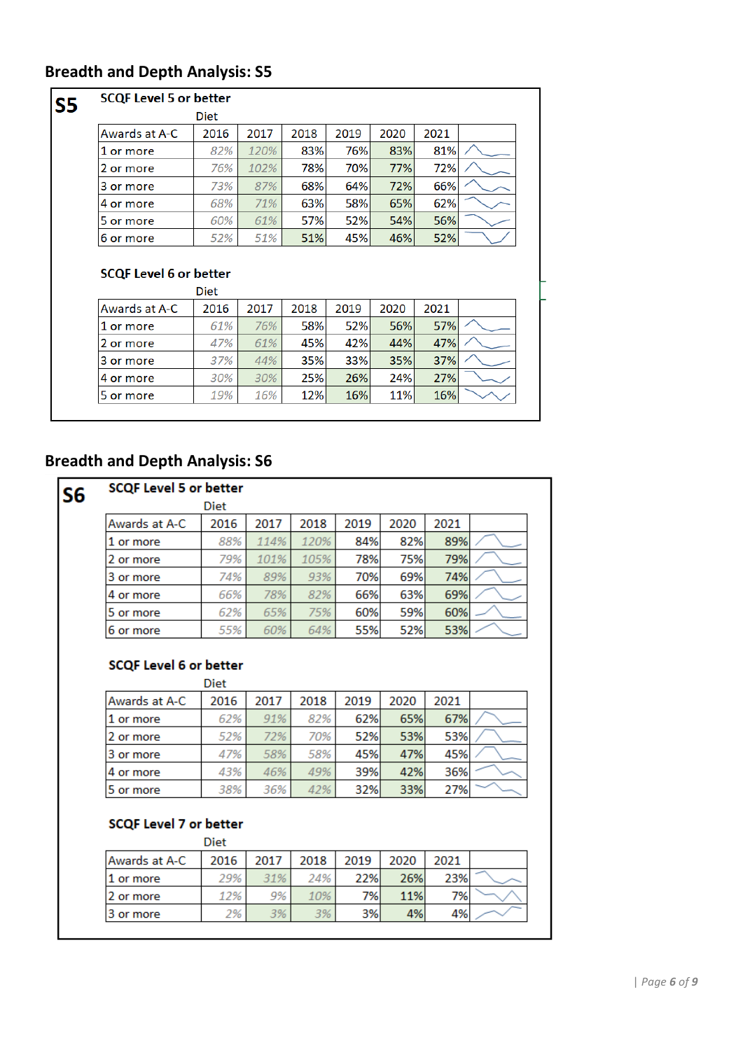## Breadth and Depth Analysis: S5

**S5**

**SCQF Level 5 or better**

| Awards at A-C | 2016 | 2017 | 2018 | 2019 | 2020 | 2021 | |
|---|---|---|---|---|---|---|---|
| | Diet | | | | | | |
| 1 or more | 82% | 120% | 83% | 76% | 83% | 81% | |
| 2 or more | 76% | 102% | 78% | 70% | 77% | 72% | |
| 3 or more | 73% | 87% | 68% | 64% | 72% | 66% | |
| 4 or more | 68% | 71% | 63% | 58% | 65% | 62% | |
| 5 or more | 60% | 61% | 57% | 52% | 54% | 56% | |
| 6 or more | 52% | 51% | 51% | 45% | 46% | 52% | |

**SCQF Level 6 or better**

| Awards at A-C | 2016 | 2017 | 2018 | 2019 | 2020 | 2021 | |
|---|---|---|---|---|---|---|---|
| | Diet | | | | | | |
| 1 or more | 61% | 76% | 58% | 52% | 56% | 57% | |
| 2 or more | 47% | 61% | 45% | 42% | 44% | 47% | |
| 3 or more | 37% | 44% | 35% | 33% | 35% | 37% | |
| 4 or more | 30% | 30% | 25% | 26% | 24% | 27% | |
| 5 or more | 19% | 16% | 12% | 16% | 11% | 16% | |

## Breadth and Depth Analysis: S6

**S6**

**SCQF Level 5 or better**

| Awards at A-C | 2016 | 2017 | 2018 | 2019 | 2020 | 2021 | |
|---|---|---|---|---|---|---|---|
| | Diet | | | | | | |
| 1 or more | 88% | 114% | 120% | 84% | 82% | 89% | |
| 2 or more | 79% | 101% | 105% | 78% | 75% | 79% | |
| 3 or more | 74% | 89% | 93% | 70% | 69% | 74% | |
| 4 or more | 66% | 78% | 82% | 66% | 63% | 69% | |
| 5 or more | 62% | 65% | 75% | 60% | 59% | 60% | |
| 6 or more | 55% | 60% | 64% | 55% | 52% | 53% | |

**SCQF Level 6 or better**

| Awards at A-C | 2016 | 2017 | 2018 | 2019 | 2020 | 2021 | |
|---|---|---|---|---|---|---|---|
| | Diet | | | | | | |
| 1 or more | 62% | 91% | 82% | 62% | 65% | 67% | |
| 2 or more | 52% | 72% | 70% | 52% | 53% | 53% | |
| 3 or more | 47% | 58% | 58% | 45% | 47% | 45% | |
| 4 or more | 43% | 46% | 49% | 39% | 42% | 36% | |
| 5 or more | 38% | 36% | 42% | 32% | 33% | 27% | |

**SCQF Level 7 or better**

| Awards at A-C | 2016 | 2017 | 2018 | 2019 | 2020 | 2021 | |
|---|---|---|---|---|---|---|---|
| | Diet | | | | | | |
| 1 or more | 29% | 31% | 24% | 22% | 26% | 23% | |
| 2 or more | 12% | 9% | 10% | 7% | 11% | 7% | |
| 3 or more | 2% | 3% | 3% | 3% | 4% | 4% | |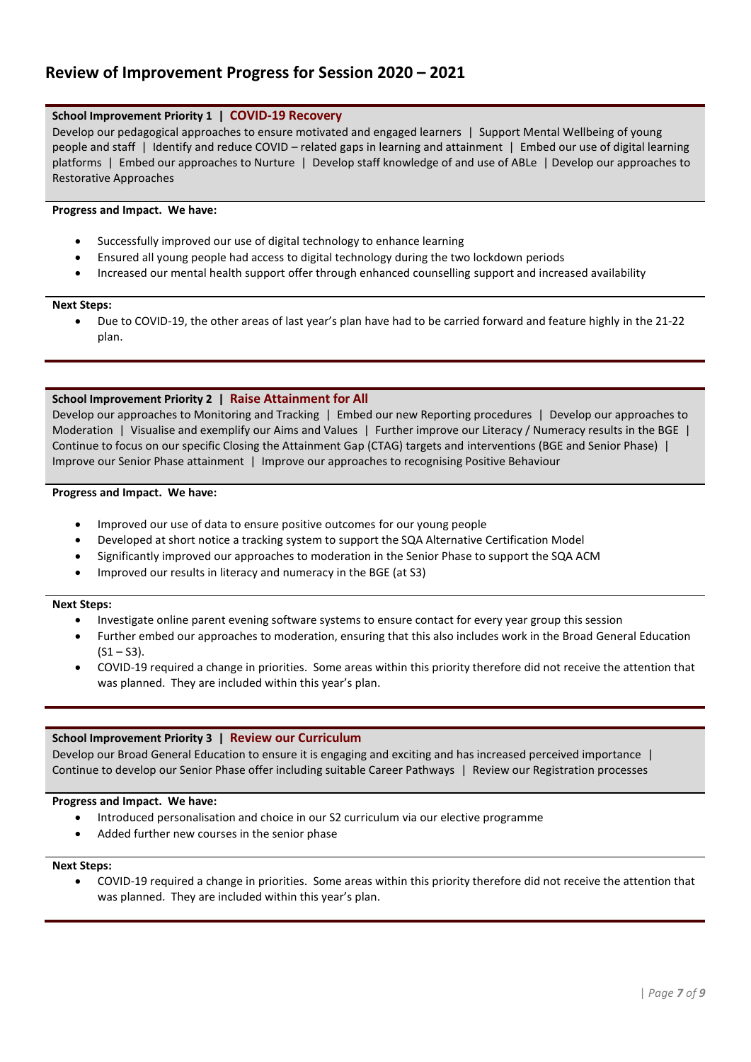# Review of Improvement Progress for Session 2020 – 2021

**School Improvement Priority 1 | COVID-19 Recovery**

Develop our pedagogical approaches to ensure motivated and engaged learners | Support Mental Wellbeing of young people and staff | Identify and reduce COVID – related gaps in learning and attainment | Embed our use of digital learning platforms | Embed our approaches to Nurture | Develop staff knowledge of and use of ABLe | Develop our approaches to Restorative Approaches

**Progress and Impact. We have:**

- Successfully improved our use of digital technology to enhance learning
- Ensured all young people had access to digital technology during the two lockdown periods
- Increased our mental health support offer through enhanced counselling support and increased availability

**Next Steps:**

- Due to COVID-19, the other areas of last year's plan have had to be carried forward and feature highly in the 21-22 plan.

---

**School Improvement Priority 2 | Raise Attainment for All**

Develop our approaches to Monitoring and Tracking | Embed our new Reporting procedures | Develop our approaches to Moderation | Visualise and exemplify our Aims and Values | Further improve our Literacy / Numeracy results in the BGE | Continue to focus on our specific Closing the Attainment Gap (CTAG) targets and interventions (BGE and Senior Phase) | Improve our Senior Phase attainment | Improve our approaches to recognising Positive Behaviour

**Progress and Impact. We have:**

- Improved our use of data to ensure positive outcomes for our young people
- Developed at short notice a tracking system to support the SQA Alternative Certification Model
- Significantly improved our approaches to moderation in the Senior Phase to support the SQA ACM
- Improved our results in literacy and numeracy in the BGE (at S3)

**Next Steps:**

- Investigate online parent evening software systems to ensure contact for every year group this session
- Further embed our approaches to moderation, ensuring that this also includes work in the Broad General Education (S1 – S3).
- COVID-19 required a change in priorities. Some areas within this priority therefore did not receive the attention that was planned. They are included within this year's plan.

---

**School Improvement Priority 3 | Review our Curriculum**

Develop our Broad General Education to ensure it is engaging and exciting and has increased perceived importance | Continue to develop our Senior Phase offer including suitable Career Pathways | Review our Registration processes

**Progress and Impact. We have:**

- Introduced personalisation and choice in our S2 curriculum via our elective programme
- Added further new courses in the senior phase

**Next Steps:**

- COVID-19 required a change in priorities. Some areas within this priority therefore did not receive the attention that was planned. They are included within this year's plan.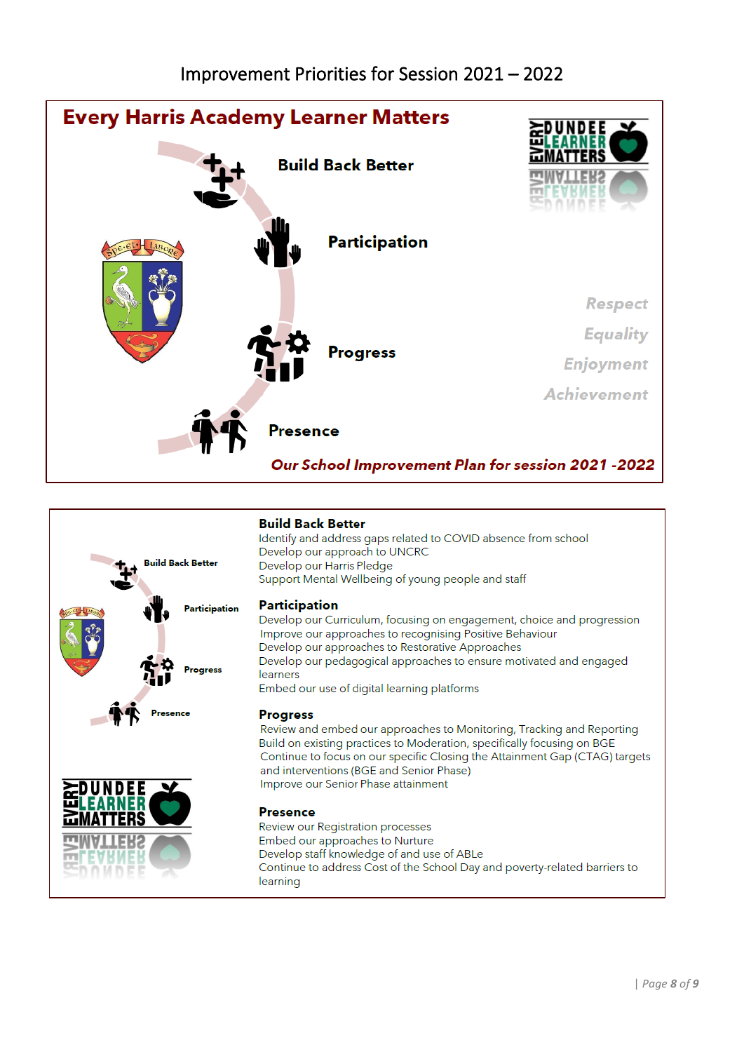# Improvement Priorities for Session 2021 – 2022

## Every Harris Academy Learner Matters

Build Back Better

Participation

Progress

Presence

Respect

Equality

Enjoyment

Achievement

*Our School Improvement Plan for session 2021 -2022*

### Build Back Better

Identify and address gaps related to COVID absence from school
Develop our approach to UNCRC
Develop our Harris Pledge
Support Mental Wellbeing of young people and staff

### Participation

Develop our Curriculum, focusing on engagement, choice and progression
Improve our approaches to recognising Positive Behaviour
Develop our approaches to Restorative Approaches
Develop our pedagogical approaches to ensure motivated and engaged learners
Embed our use of digital learning platforms

### Progress

Review and embed our approaches to Monitoring, Tracking and Reporting
Build on existing practices to Moderation, specifically focusing on BGE
Continue to focus on our specific Closing the Attainment Gap (CTAG) targets and interventions (BGE and Senior Phase)
Improve our Senior Phase attainment

### Presence

Review our Registration processes
Embed our approaches to Nurture
Develop staff knowledge of and use of ABLe
Continue to address Cost of the School Day and poverty-related barriers to learning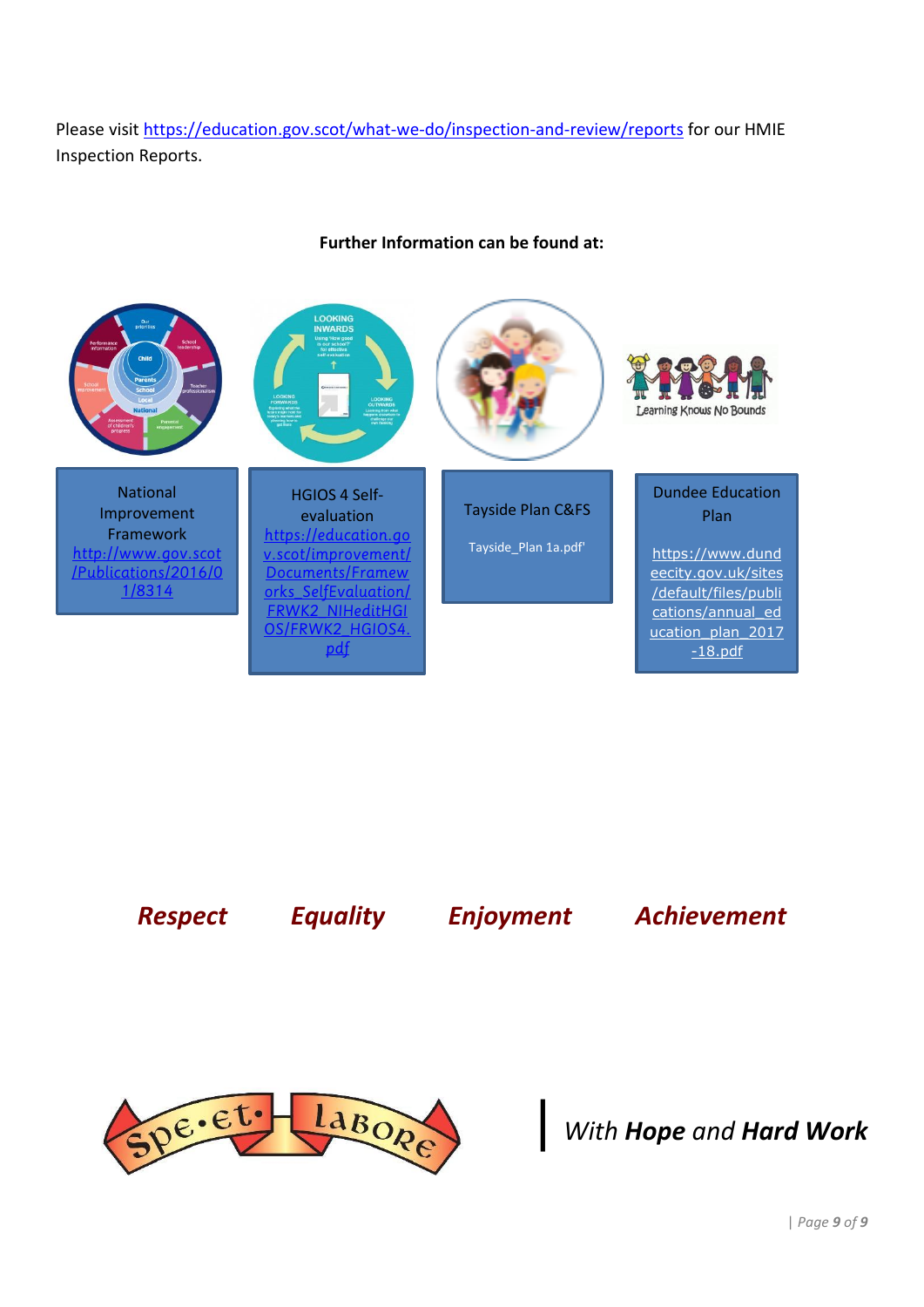Please visit https://education.gov.scot/what-we-do/inspection-and-review/reports for our HMIE Inspection Reports.

**Further Information can be found at:**

National Improvement Framework
http://www.gov.scot/Publications/2016/01/8314

HGIOS 4 Self-evaluation
https://education.gov.scot/improvement/Documents/Frameworks_SelfEvaluation/FRWK2_NIHeditHGIOS/FRWK2_HGIOS4.pdf

Tayside Plan C&FS
Tayside_Plan 1a.pdf'

Dundee Education Plan
https://www.dundeecity.gov.uk/sites/default/files/publications/annual_education_plan_2017-18.pdf

***Respect*** ***Equality*** ***Enjoyment*** ***Achievement***

Spe • et • Labore

*With **Hope** and **Hard Work***